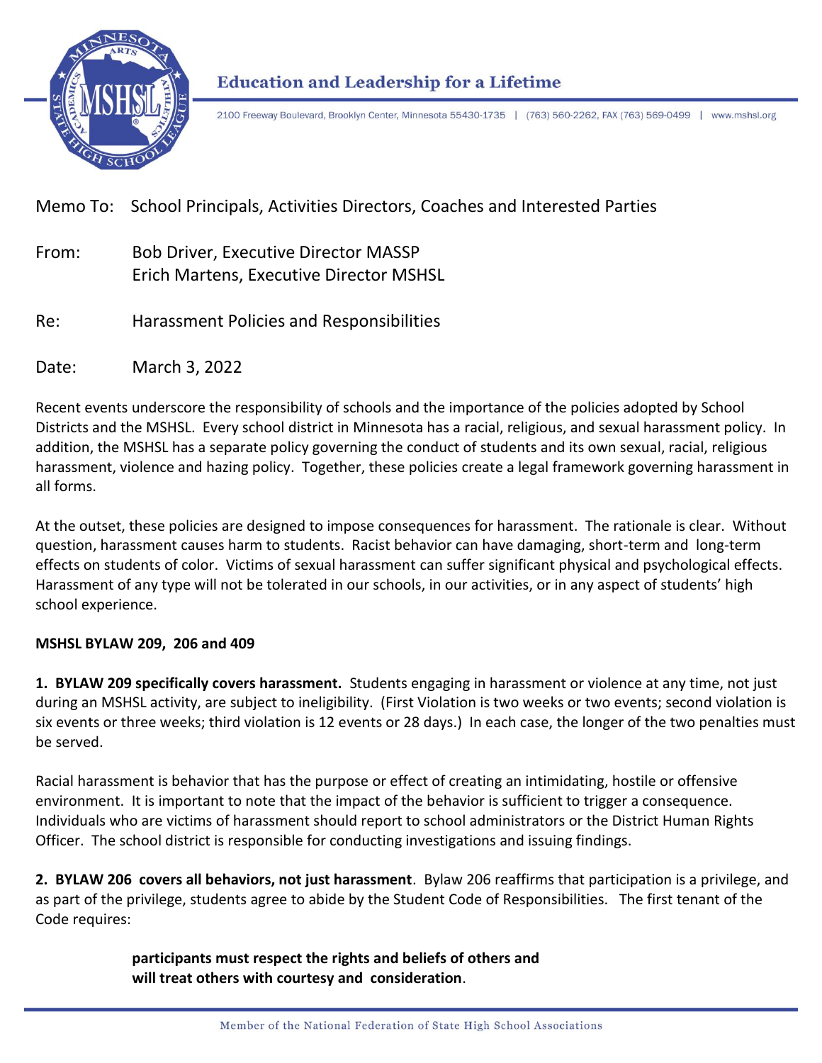**Education and Leadership for a Lifetime**

2100 Freeway Boulevard, Brooklyn Center, Minnesota 55430-1735 | (763) 560-2262, FAX (763) 569-0499 | www.mshsl.org

Memo To: School Principals, Activities Directors, Coaches and Interested Parties

From: Bob Driver, Executive Director MASSP
Erich Martens, Executive Director MSHSL

Re: Harassment Policies and Responsibilities

Date: March 3, 2022

Recent events underscore the responsibility of schools and the importance of the policies adopted by School Districts and the MSHSL. Every school district in Minnesota has a racial, religious, and sexual harassment policy. In addition, the MSHSL has a separate policy governing the conduct of students and its own sexual, racial, religious harassment, violence and hazing policy. Together, these policies create a legal framework governing harassment in all forms.

At the outset, these policies are designed to impose consequences for harassment. The rationale is clear. Without question, harassment causes harm to students. Racist behavior can have damaging, short-term and long-term effects on students of color. Victims of sexual harassment can suffer significant physical and psychological effects. Harassment of any type will not be tolerated in our schools, in our activities, or in any aspect of students' high school experience.

**MSHSL BYLAW 209, 206 and 409**

**1. BYLAW 209 specifically covers harassment.** Students engaging in harassment or violence at any time, not just during an MSHSL activity, are subject to ineligibility. (First Violation is two weeks or two events; second violation is six events or three weeks; third violation is 12 events or 28 days.) In each case, the longer of the two penalties must be served.

Racial harassment is behavior that has the purpose or effect of creating an intimidating, hostile or offensive environment. It is important to note that the impact of the behavior is sufficient to trigger a consequence. Individuals who are victims of harassment should report to school administrators or the District Human Rights Officer. The school district is responsible for conducting investigations and issuing findings.

**2. BYLAW 206 covers all behaviors, not just harassment**. Bylaw 206 reaffirms that participation is a privilege, and as part of the privilege, students agree to abide by the Student Code of Responsibilities. The first tenant of the Code requires:

> **participants must respect the rights and beliefs of others and will treat others with courtesy and consideration**.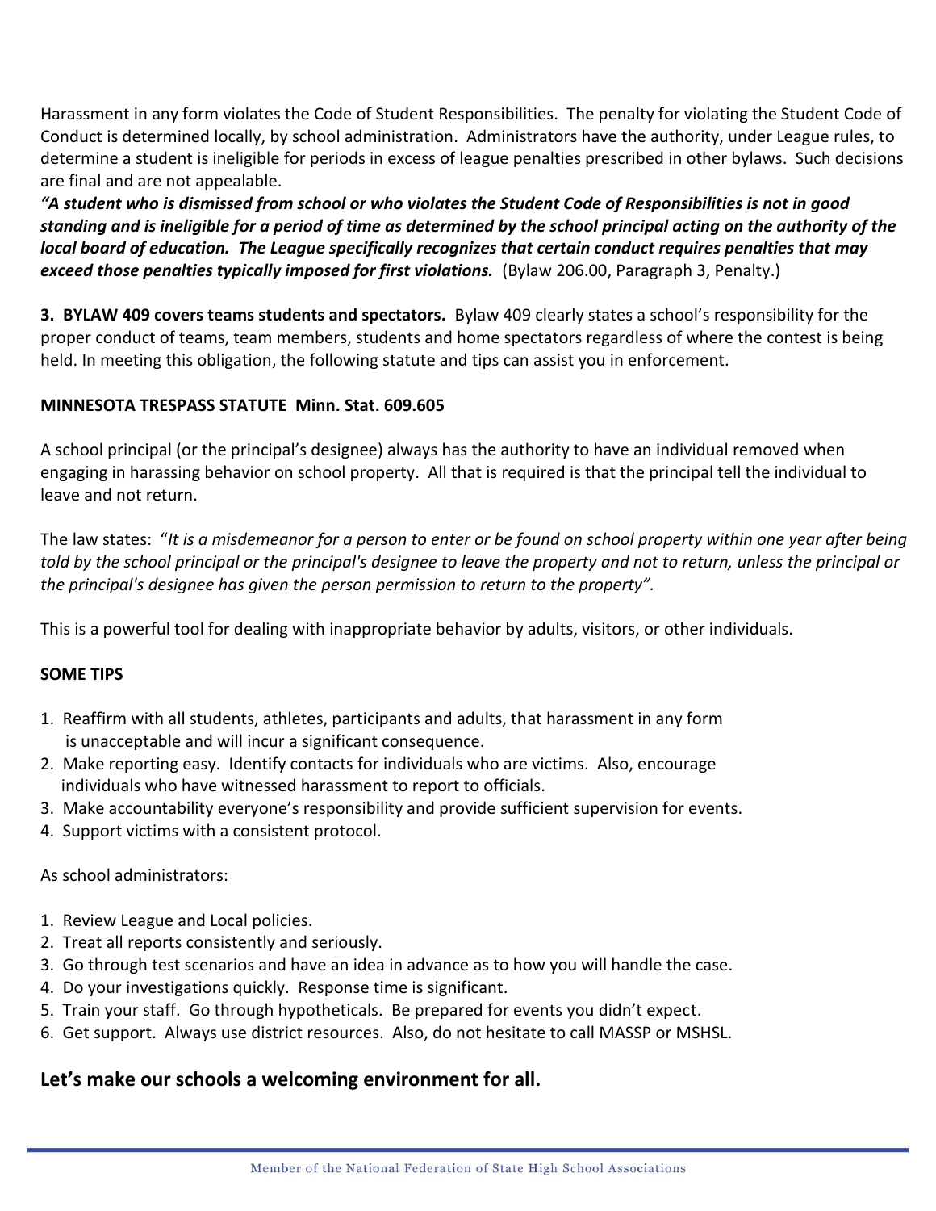Harassment in any form violates the Code of Student Responsibilities. The penalty for violating the Student Code of Conduct is determined locally, by school administration. Administrators have the authority, under League rules, to determine a student is ineligible for periods in excess of league penalties prescribed in other bylaws. Such decisions are final and are not appealable.

***"A student who is dismissed from school or who violates the Student Code of Responsibilities is not in good standing and is ineligible for a period of time as determined by the school principal acting on the authority of the local board of education. The League specifically recognizes that certain conduct requires penalties that may exceed those penalties typically imposed for first violations.*** (Bylaw 206.00, Paragraph 3, Penalty.)

**3. BYLAW 409 covers teams students and spectators.** Bylaw 409 clearly states a school's responsibility for the proper conduct of teams, team members, students and home spectators regardless of where the contest is being held. In meeting this obligation, the following statute and tips can assist you in enforcement.

**MINNESOTA TRESPASS STATUTE Minn. Stat. 609.605**

A school principal (or the principal's designee) always has the authority to have an individual removed when engaging in harassing behavior on school property. All that is required is that the principal tell the individual to leave and not return.

The law states: "*It is a misdemeanor for a person to enter or be found on school property within one year after being told by the school principal or the principal's designee to leave the property and not to return, unless the principal or the principal's designee has given the person permission to return to the property".*

This is a powerful tool for dealing with inappropriate behavior by adults, visitors, or other individuals.

**SOME TIPS**

1. Reaffirm with all students, athletes, participants and adults, that harassment in any form is unacceptable and will incur a significant consequence.
2. Make reporting easy. Identify contacts for individuals who are victims. Also, encourage individuals who have witnessed harassment to report to officials.
3. Make accountability everyone's responsibility and provide sufficient supervision for events.
4. Support victims with a consistent protocol.

As school administrators:

1. Review League and Local policies.
2. Treat all reports consistently and seriously.
3. Go through test scenarios and have an idea in advance as to how you will handle the case.
4. Do your investigations quickly. Response time is significant.
5. Train your staff. Go through hypotheticals. Be prepared for events you didn't expect.
6. Get support. Always use district resources. Also, do not hesitate to call MASSP or MSHSL.

## Let's make our schools a welcoming environment for all.